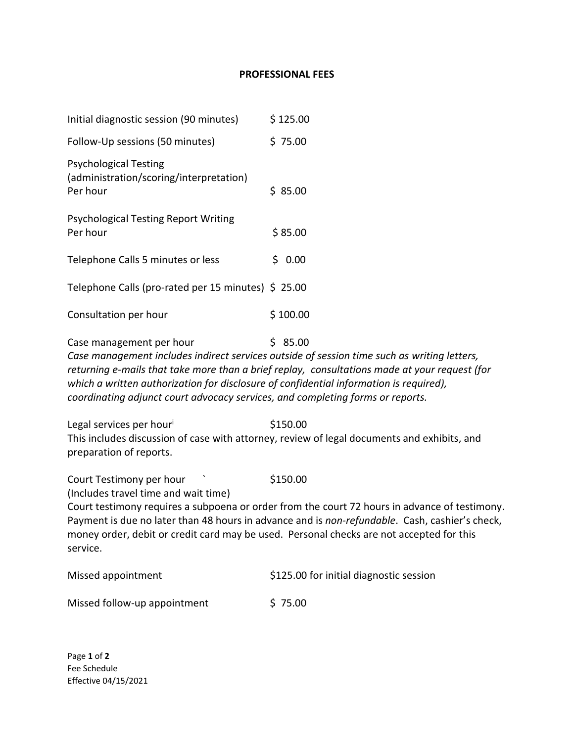# PROFESSIONAL FEES

| | |
|---|---|
| Initial diagnostic session (90 minutes) | $ 125.00 |
| Follow-Up sessions (50 minutes) | $ 75.00 |
| Psychological Testing (administration/scoring/interpretation) Per hour | $ 85.00 |
| Psychological Testing Report Writing Per hour | $ 85.00 |
| Telephone Calls 5 minutes or less | $ 0.00 |
| Telephone Calls (pro-rated per 15 minutes) | $ 25.00 |
| Consultation per hour | $ 100.00 |
| Case management per hour | $ 85.00 |

*Case management includes indirect services outside of session time such as writing letters, returning e-mails that take more than a brief replay, consultations made at your request (for which a written authorization for disclosure of confidential information is required), coordinating adjunct court advocacy services, and completing forms or reports.*

Legal services per hour[i] $150.00

This includes discussion of case with attorney, review of legal documents and exhibits, and preparation of reports.

Court Testimony per hour ` $150.00

(Includes travel time and wait time)

Court testimony requires a subpoena or order from the court 72 hours in advance of testimony. Payment is due no later than 48 hours in advance and is *non-refundable*. Cash, cashier's check, money order, debit or credit card may be used. Personal checks are not accepted for this service.

| | |
|---|---|
| Missed appointment | $125.00 for initial diagnostic session |
| Missed follow-up appointment | $ 75.00 |

Fee Schedule

Effective 04/15/2021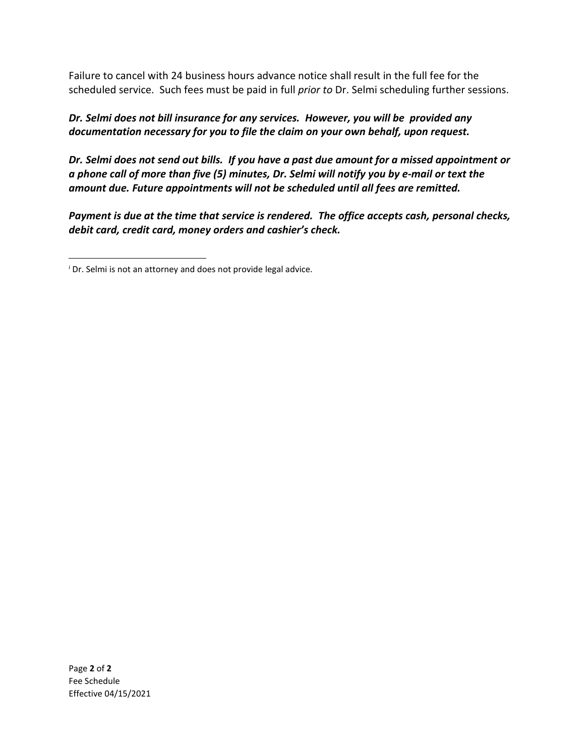Failure to cancel with 24 business hours advance notice shall result in the full fee for the scheduled service. Such fees must be paid in full *prior to* Dr. Selmi scheduling further sessions.

***Dr. Selmi does not bill insurance for any services. However, you will be provided any documentation necessary for you to file the claim on your own behalf, upon request.***

***Dr. Selmi does not send out bills. If you have a past due amount for a missed appointment or a phone call of more than five (5) minutes, Dr. Selmi will notify you by e-mail or text the amount due. Future appointments will not be scheduled until all fees are remitted.***

***Payment is due at the time that service is rendered. The office accepts cash, personal checks, debit card, credit card, money orders and cashier's check.***

---

[i] Dr. Selmi is not an attorney and does not provide legal advice.